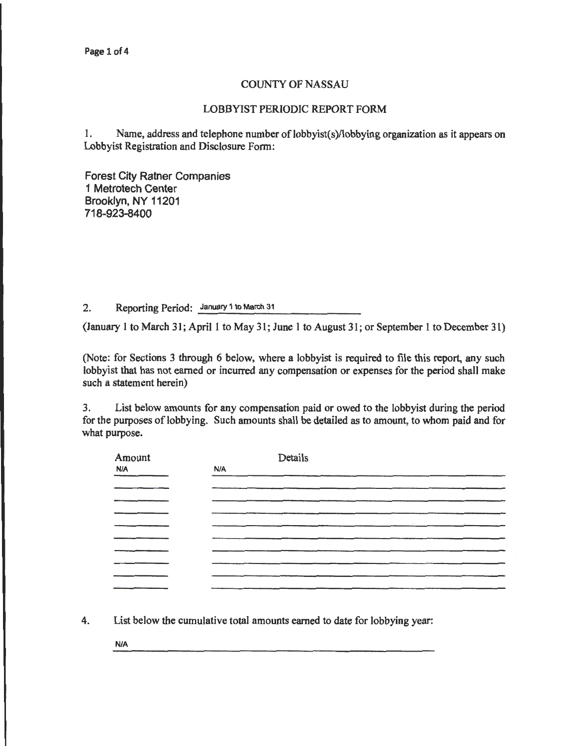# COUNTY OF NASSAU

## LOBBYIST PERIODIC REPORT FORM

1. Name, address and telephone number of lobbyist(s)/lobbying organization as it appears on Lobbyist Registration and Disclosure Form:

Forest City Ratner Companies
1 Metrotech Center
Brooklyn, NY 11201
718-923-8400

2. Reporting Period: January 1 to March 31

(January 1 to March 31; April 1 to May 31; June 1 to August 31; or September 1 to December 31)

(Note: for Sections 3 through 6 below, where a lobbyist is required to file this report, any such lobbyist that has not earned or incurred any compensation or expenses for the period shall make such a statement herein)

3. List below amounts for any compensation paid or owed to the lobbyist during the period for the purposes of lobbying. Such amounts shall be detailed as to amount, to whom paid and for what purpose.

| Amount | Details |
| --- | --- |
| N/A | N/A |

4. List below the cumulative total amounts earned to date for lobbying year:

N/A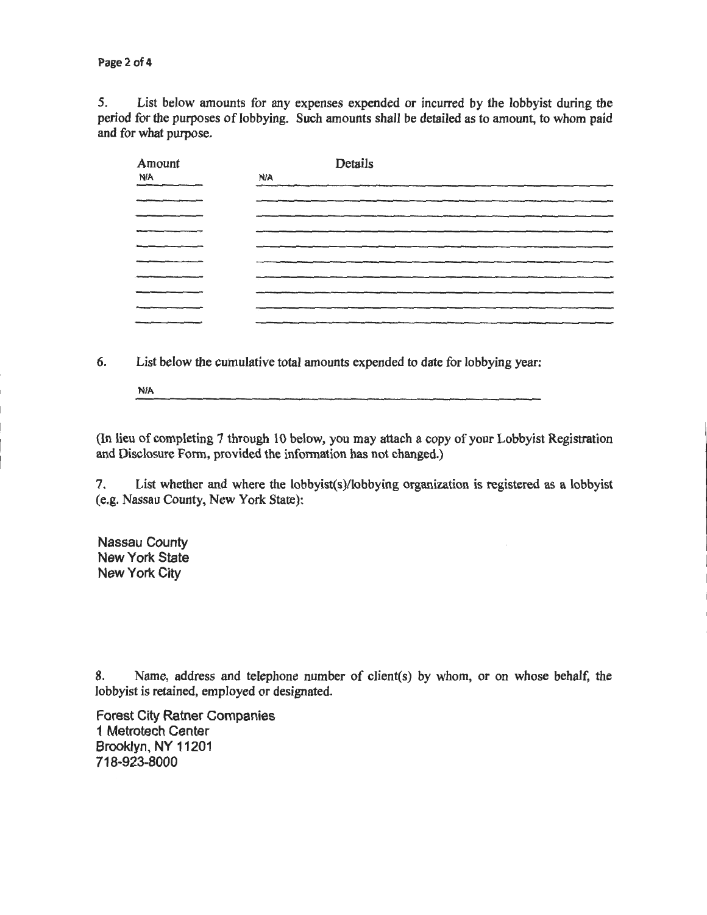5. List below amounts for any expenses expended or incurred by the lobbyist during the period for the purposes of lobbying. Such amounts shall be detailed as to amount, to whom paid and for what purpose.

| Amount | Details |
| --- | --- |
| N/A | N/A |
| | |
| | |
| | |
| | |
| | |
| | |
| | |
| | |
| | |

6. List below the cumulative total amounts expended to date for lobbying year:

N/A

(In lieu of completing 7 through 10 below, you may attach a copy of your Lobbyist Registration and Disclosure Form, provided the information has not changed.)

7. List whether and where the lobbyist(s)/lobbying organization is registered as a lobbyist (e.g. Nassau County, New York State):

Nassau County
New York State
New York City

8. Name, address and telephone number of client(s) by whom, or on whose behalf, the lobbyist is retained, employed or designated.

Forest City Ratner Companies
1 Metrotech Center
Brooklyn, NY 11201
718-923-8000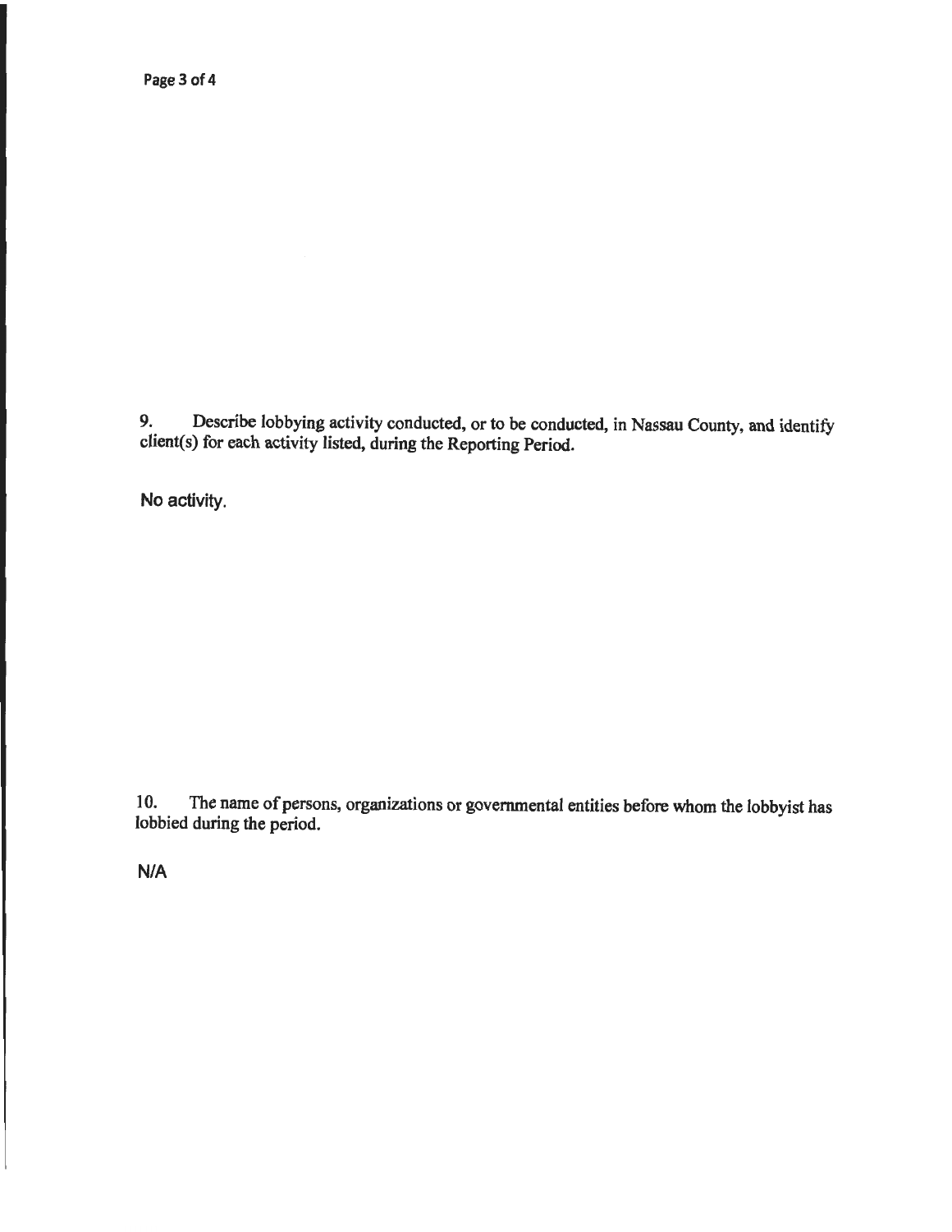9. Describe lobbying activity conducted, or to be conducted, in Nassau County, and identify client(s) for each activity listed, during the Reporting Period.

No activity.

10. The name of persons, organizations or governmental entities before whom the lobbyist has lobbied during the period.

N/A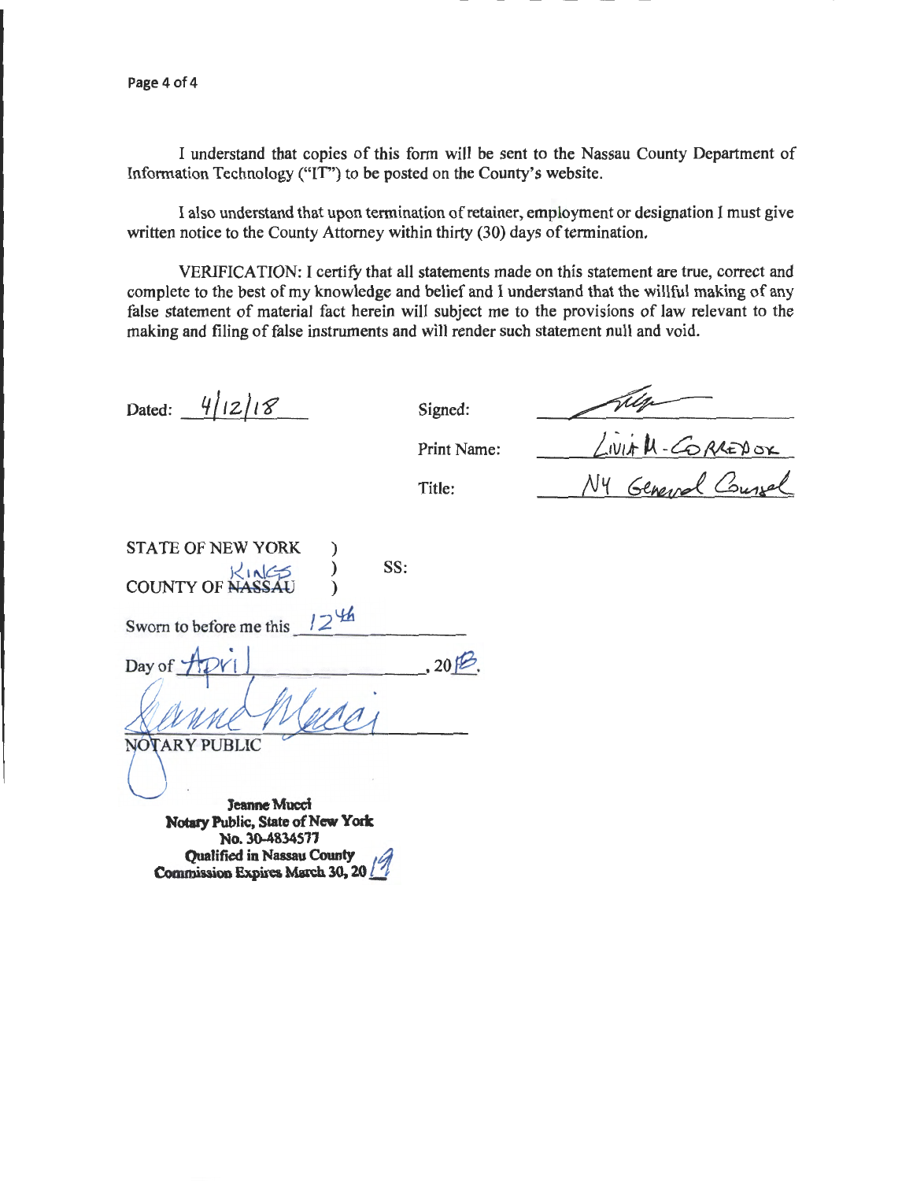I understand that copies of this form will be sent to the Nassau County Department of Information Technology ("IT") to be posted on the County's website.

I also understand that upon termination of retainer, employment or designation I must give written notice to the County Attorney within thirty (30) days of termination.

VERIFICATION: I certify that all statements made on this statement are true, correct and complete to the best of my knowledge and belief and I understand that the willful making of any false statement of material fact herein will subject me to the provisions of law relevant to the making and filing of false instruments and will render such statement null and void.

Dated: 4/12/18

Signed: _______________

Print Name: Livia M.-Corredor

Title: NY General Counsel

STATE OF NEW YORK )
) SS:
COUNTY OF ~~NASSAU~~ KINGS )

Sworn to before me this 12th

Day of April, 2018.

_______________
NOTARY PUBLIC

**Jeanne Mucci**
**Notary Public, State of New York**
**No. 30-4834577**
**Qualified in Nassau County**
**Commission Expires March 30, 20**19